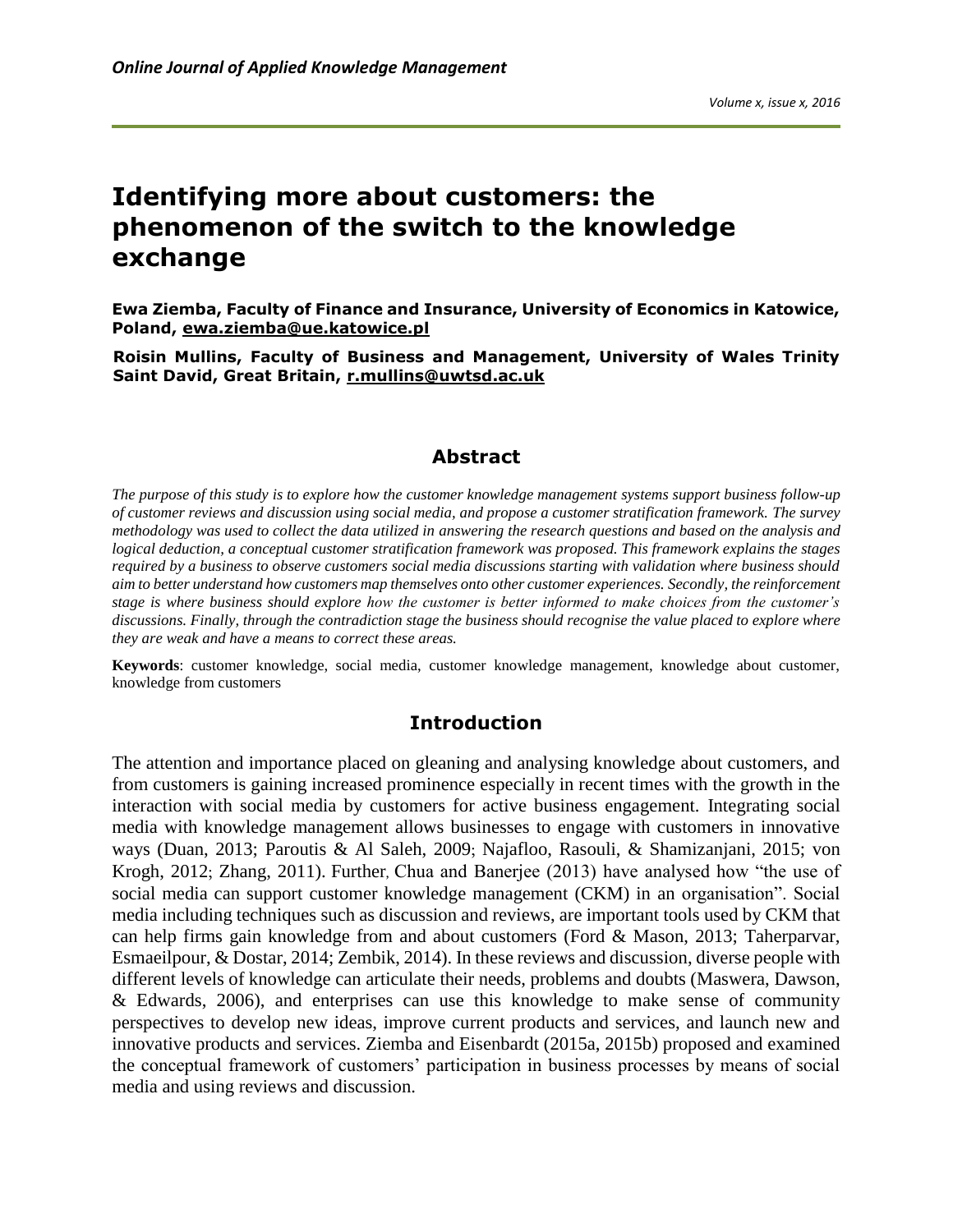# Identifying more about customers: the phenomenon of the switch to the knowledge exchange

**Ewa Ziemba, Faculty of Finance and Insurance, University of Economics in Katowice, Poland, ewa.ziemba@ue.katowice.pl**

**Roisin Mullins, Faculty of Business and Management, University of Wales Trinity Saint David, Great Britain, r.mullins@uwtsd.ac.uk**

## Abstract

*The purpose of this study is to explore how the customer knowledge management systems support business follow-up of customer reviews and discussion using social media, and propose a customer stratification framework. The survey methodology was used to collect the data utilized in answering the research questions and based on the analysis and logical deduction, a conceptual customer stratification framework was proposed. This framework explains the stages required by a business to observe customers social media discussions starting with validation where business should aim to better understand how customers map themselves onto other customer experiences. Secondly, the reinforcement stage is where business should explore how the customer is better informed to make choices from the customer's discussions. Finally, through the contradiction stage the business should recognise the value placed to explore where they are weak and have a means to correct these areas.*

**Keywords**: customer knowledge, social media, customer knowledge management, knowledge about customer, knowledge from customers

## Introduction

The attention and importance placed on gleaning and analysing knowledge about customers, and from customers is gaining increased prominence especially in recent times with the growth in the interaction with social media by customers for active business engagement. Integrating social media with knowledge management allows businesses to engage with customers in innovative ways (Duan, 2013; Paroutis & Al Saleh, 2009; Najafloo, Rasouli, & Shamizanjani, 2015; von Krogh, 2012; Zhang, 2011). Further, Chua and Banerjee (2013) have analysed how "the use of social media can support customer knowledge management (CKM) in an organisation". Social media including techniques such as discussion and reviews, are important tools used by CKM that can help firms gain knowledge from and about customers (Ford & Mason, 2013; Taherparvar, Esmaeilpour, & Dostar, 2014; Zembik, 2014). In these reviews and discussion, diverse people with different levels of knowledge can articulate their needs, problems and doubts (Maswera, Dawson, & Edwards, 2006), and enterprises can use this knowledge to make sense of community perspectives to develop new ideas, improve current products and services, and launch new and innovative products and services. Ziemba and Eisenbardt (2015a, 2015b) proposed and examined the conceptual framework of customers' participation in business processes by means of social media and using reviews and discussion.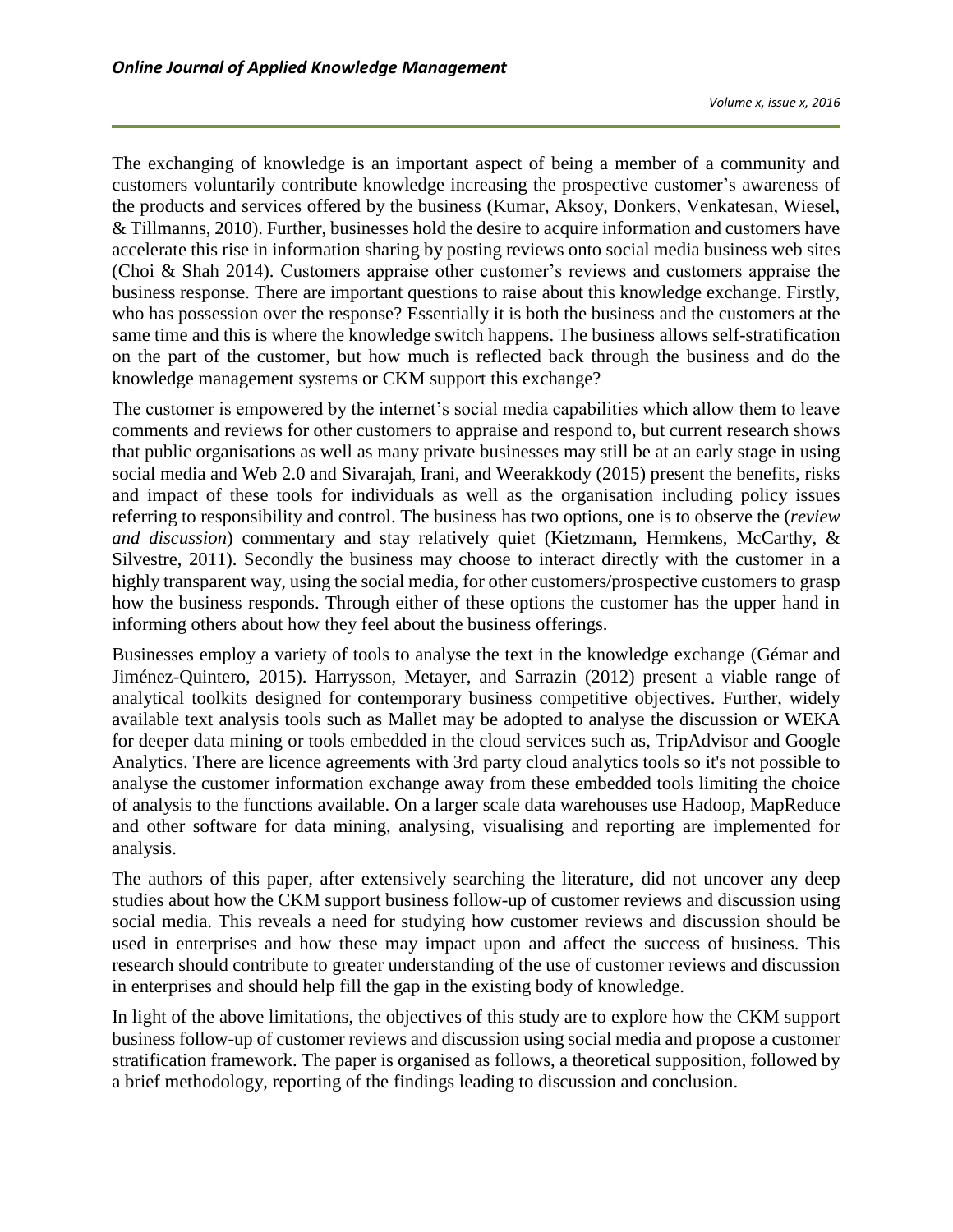The exchanging of knowledge is an important aspect of being a member of a community and customers voluntarily contribute knowledge increasing the prospective customer's awareness of the products and services offered by the business (Kumar, Aksoy, Donkers, Venkatesan, Wiesel, & Tillmanns, 2010). Further, businesses hold the desire to acquire information and customers have accelerate this rise in information sharing by posting reviews onto social media business web sites (Choi & Shah 2014). Customers appraise other customer's reviews and customers appraise the business response. There are important questions to raise about this knowledge exchange. Firstly, who has possession over the response? Essentially it is both the business and the customers at the same time and this is where the knowledge switch happens. The business allows self-stratification on the part of the customer, but how much is reflected back through the business and do the knowledge management systems or CKM support this exchange?

The customer is empowered by the internet's social media capabilities which allow them to leave comments and reviews for other customers to appraise and respond to, but current research shows that public organisations as well as many private businesses may still be at an early stage in using social media and Web 2.0 and Sivarajah, Irani, and Weerakkody (2015) present the benefits, risks and impact of these tools for individuals as well as the organisation including policy issues referring to responsibility and control. The business has two options, one is to observe the (*review and discussion*) commentary and stay relatively quiet (Kietzmann, Hermkens, McCarthy, & Silvestre, 2011). Secondly the business may choose to interact directly with the customer in a highly transparent way, using the social media, for other customers/prospective customers to grasp how the business responds. Through either of these options the customer has the upper hand in informing others about how they feel about the business offerings.

Businesses employ a variety of tools to analyse the text in the knowledge exchange (Gémar and Jiménez-Quintero, 2015). Harrysson, Metayer, and Sarrazin (2012) present a viable range of analytical toolkits designed for contemporary business competitive objectives. Further, widely available text analysis tools such as Mallet may be adopted to analyse the discussion or WEKA for deeper data mining or tools embedded in the cloud services such as, TripAdvisor and Google Analytics. There are licence agreements with 3rd party cloud analytics tools so it's not possible to analyse the customer information exchange away from these embedded tools limiting the choice of analysis to the functions available. On a larger scale data warehouses use Hadoop, MapReduce and other software for data mining, analysing, visualising and reporting are implemented for analysis.

The authors of this paper, after extensively searching the literature, did not uncover any deep studies about how the CKM support business follow-up of customer reviews and discussion using social media. This reveals a need for studying how customer reviews and discussion should be used in enterprises and how these may impact upon and affect the success of business. This research should contribute to greater understanding of the use of customer reviews and discussion in enterprises and should help fill the gap in the existing body of knowledge.

In light of the above limitations, the objectives of this study are to explore how the CKM support business follow-up of customer reviews and discussion using social media and propose a customer stratification framework. The paper is organised as follows, a theoretical supposition, followed by a brief methodology, reporting of the findings leading to discussion and conclusion.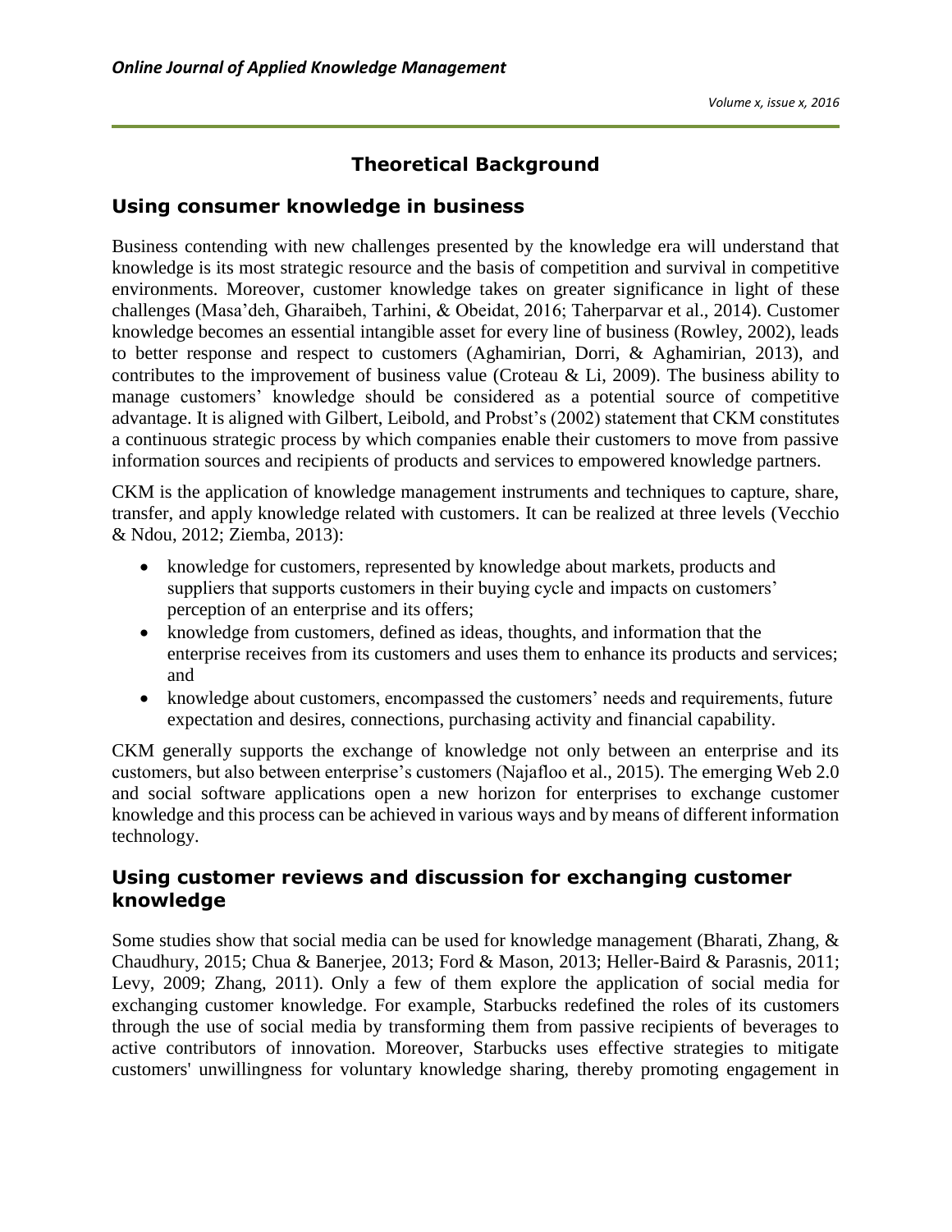# Theoretical Background

## Using consumer knowledge in business

Business contending with new challenges presented by the knowledge era will understand that knowledge is its most strategic resource and the basis of competition and survival in competitive environments. Moreover, customer knowledge takes on greater significance in light of these challenges (Masa'deh, Gharaibeh, Tarhini, & Obeidat, 2016; Taherparvar et al., 2014). Customer knowledge becomes an essential intangible asset for every line of business (Rowley, 2002), leads to better response and respect to customers (Aghamirian, Dorri, & Aghamirian, 2013), and contributes to the improvement of business value (Croteau & Li, 2009). The business ability to manage customers' knowledge should be considered as a potential source of competitive advantage. It is aligned with Gilbert, Leibold, and Probst's (2002) statement that CKM constitutes a continuous strategic process by which companies enable their customers to move from passive information sources and recipients of products and services to empowered knowledge partners.

CKM is the application of knowledge management instruments and techniques to capture, share, transfer, and apply knowledge related with customers. It can be realized at three levels (Vecchio & Ndou, 2012; Ziemba, 2013):

- knowledge for customers, represented by knowledge about markets, products and suppliers that supports customers in their buying cycle and impacts on customers' perception of an enterprise and its offers;
- knowledge from customers, defined as ideas, thoughts, and information that the enterprise receives from its customers and uses them to enhance its products and services; and
- knowledge about customers, encompassed the customers' needs and requirements, future expectation and desires, connections, purchasing activity and financial capability.

CKM generally supports the exchange of knowledge not only between an enterprise and its customers, but also between enterprise's customers (Najafloo et al., 2015). The emerging Web 2.0 and social software applications open a new horizon for enterprises to exchange customer knowledge and this process can be achieved in various ways and by means of different information technology.

## Using customer reviews and discussion for exchanging customer knowledge

Some studies show that social media can be used for knowledge management (Bharati, Zhang, & Chaudhury, 2015; Chua & Banerjee, 2013; Ford & Mason, 2013; Heller-Baird & Parasnis, 2011; Levy, 2009; Zhang, 2011). Only a few of them explore the application of social media for exchanging customer knowledge. For example, Starbucks redefined the roles of its customers through the use of social media by transforming them from passive recipients of beverages to active contributors of innovation. Moreover, Starbucks uses effective strategies to mitigate customers' unwillingness for voluntary knowledge sharing, thereby promoting engagement in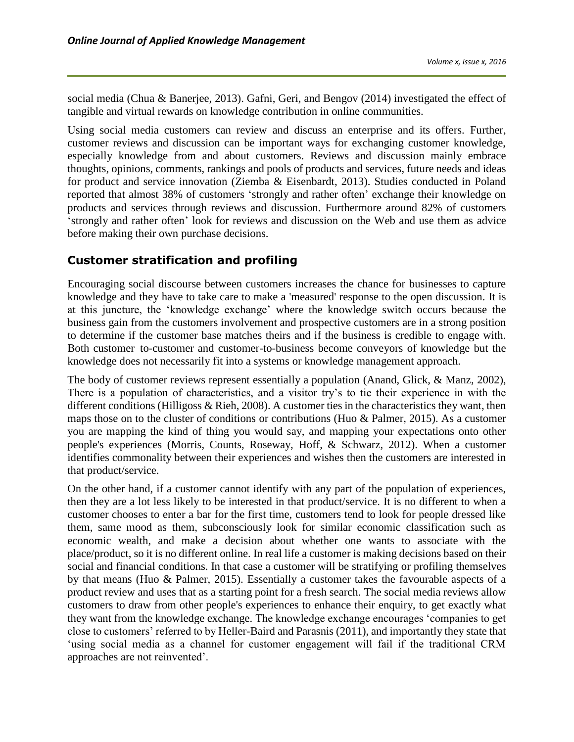social media (Chua & Banerjee, 2013). Gafni, Geri, and Bengov (2014) investigated the effect of tangible and virtual rewards on knowledge contribution in online communities.

Using social media customers can review and discuss an enterprise and its offers. Further, customer reviews and discussion can be important ways for exchanging customer knowledge, especially knowledge from and about customers. Reviews and discussion mainly embrace thoughts, opinions, comments, rankings and pools of products and services, future needs and ideas for product and service innovation (Ziemba & Eisenbardt, 2013). Studies conducted in Poland reported that almost 38% of customers 'strongly and rather often' exchange their knowledge on products and services through reviews and discussion. Furthermore around 82% of customers 'strongly and rather often' look for reviews and discussion on the Web and use them as advice before making their own purchase decisions.

## Customer stratification and profiling

Encouraging social discourse between customers increases the chance for businesses to capture knowledge and they have to take care to make a 'measured' response to the open discussion. It is at this juncture, the 'knowledge exchange' where the knowledge switch occurs because the business gain from the customers involvement and prospective customers are in a strong position to determine if the customer base matches theirs and if the business is credible to engage with. Both customer–to-customer and customer-to-business become conveyors of knowledge but the knowledge does not necessarily fit into a systems or knowledge management approach.

The body of customer reviews represent essentially a population (Anand, Glick, & Manz, 2002), There is a population of characteristics, and a visitor try's to tie their experience in with the different conditions (Hilligoss & Rieh, 2008). A customer ties in the characteristics they want, then maps those on to the cluster of conditions or contributions (Huo & Palmer, 2015). As a customer you are mapping the kind of thing you would say, and mapping your expectations onto other people's experiences (Morris, Counts, Roseway, Hoff, & Schwarz, 2012). When a customer identifies commonality between their experiences and wishes then the customers are interested in that product/service.

On the other hand, if a customer cannot identify with any part of the population of experiences, then they are a lot less likely to be interested in that product/service. It is no different to when a customer chooses to enter a bar for the first time, customers tend to look for people dressed like them, same mood as them, subconsciously look for similar economic classification such as economic wealth, and make a decision about whether one wants to associate with the place/product, so it is no different online. In real life a customer is making decisions based on their social and financial conditions. In that case a customer will be stratifying or profiling themselves by that means (Huo & Palmer, 2015). Essentially a customer takes the favourable aspects of a product review and uses that as a starting point for a fresh search. The social media reviews allow customers to draw from other people's experiences to enhance their enquiry, to get exactly what they want from the knowledge exchange. The knowledge exchange encourages 'companies to get close to customers' referred to by Heller-Baird and Parasnis (2011), and importantly they state that 'using social media as a channel for customer engagement will fail if the traditional CRM approaches are not reinvented'.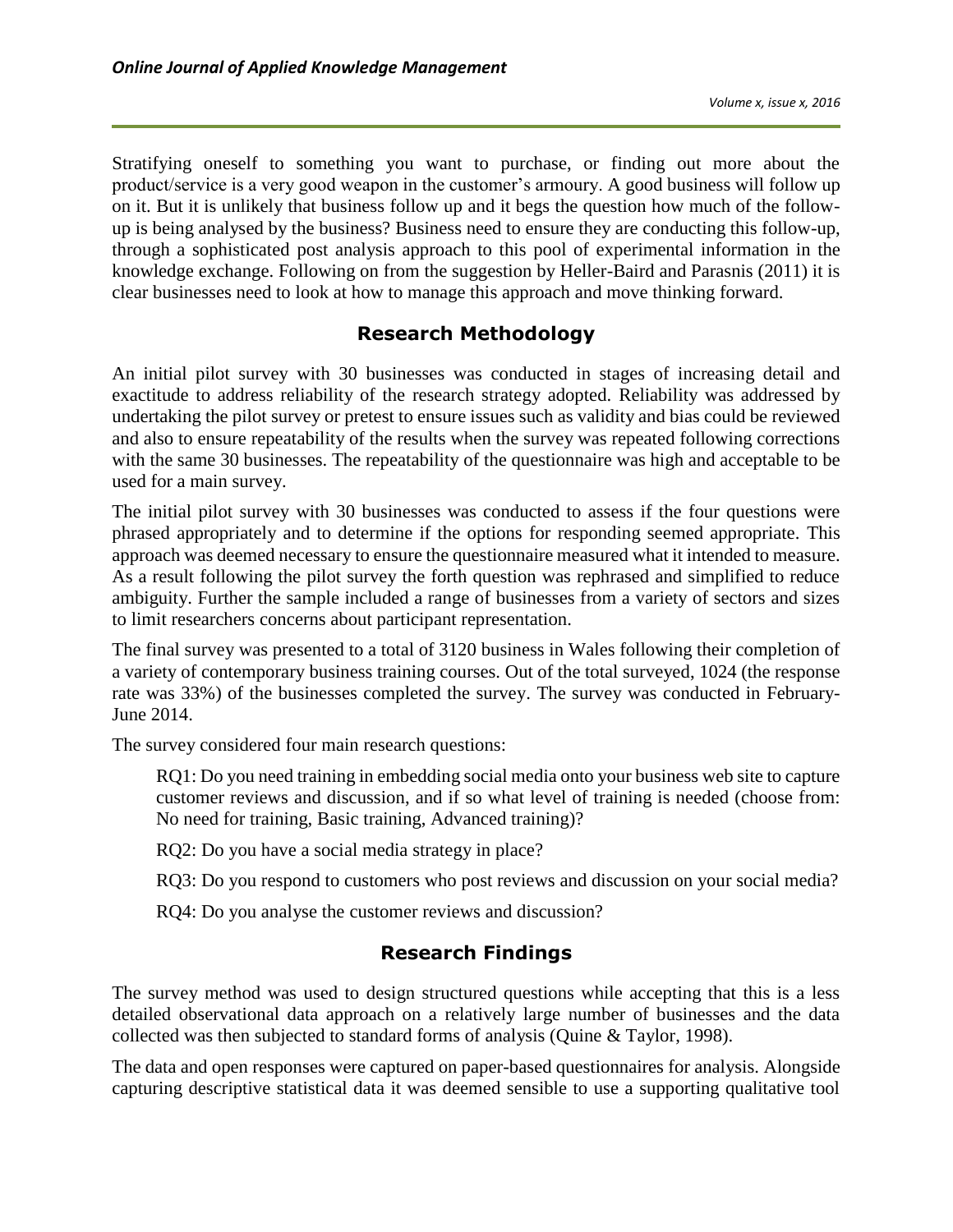Stratifying oneself to something you want to purchase, or finding out more about the product/service is a very good weapon in the customer's armoury. A good business will follow up on it. But it is unlikely that business follow up and it begs the question how much of the follow-up is being analysed by the business? Business need to ensure they are conducting this follow-up, through a sophisticated post analysis approach to this pool of experimental information in the knowledge exchange. Following on from the suggestion by Heller-Baird and Parasnis (2011) it is clear businesses need to look at how to manage this approach and move thinking forward.

## Research Methodology

An initial pilot survey with 30 businesses was conducted in stages of increasing detail and exactitude to address reliability of the research strategy adopted. Reliability was addressed by undertaking the pilot survey or pretest to ensure issues such as validity and bias could be reviewed and also to ensure repeatability of the results when the survey was repeated following corrections with the same 30 businesses. The repeatability of the questionnaire was high and acceptable to be used for a main survey.

The initial pilot survey with 30 businesses was conducted to assess if the four questions were phrased appropriately and to determine if the options for responding seemed appropriate. This approach was deemed necessary to ensure the questionnaire measured what it intended to measure. As a result following the pilot survey the forth question was rephrased and simplified to reduce ambiguity. Further the sample included a range of businesses from a variety of sectors and sizes to limit researchers concerns about participant representation.

The final survey was presented to a total of 3120 business in Wales following their completion of a variety of contemporary business training courses. Out of the total surveyed, 1024 (the response rate was 33%) of the businesses completed the survey. The survey was conducted in February-June 2014.

The survey considered four main research questions:

RQ1: Do you need training in embedding social media onto your business web site to capture customer reviews and discussion, and if so what level of training is needed (choose from: No need for training, Basic training, Advanced training)?

RQ2: Do you have a social media strategy in place?

RQ3: Do you respond to customers who post reviews and discussion on your social media?

RQ4: Do you analyse the customer reviews and discussion?

## Research Findings

The survey method was used to design structured questions while accepting that this is a less detailed observational data approach on a relatively large number of businesses and the data collected was then subjected to standard forms of analysis (Quine & Taylor, 1998).

The data and open responses were captured on paper-based questionnaires for analysis. Alongside capturing descriptive statistical data it was deemed sensible to use a supporting qualitative tool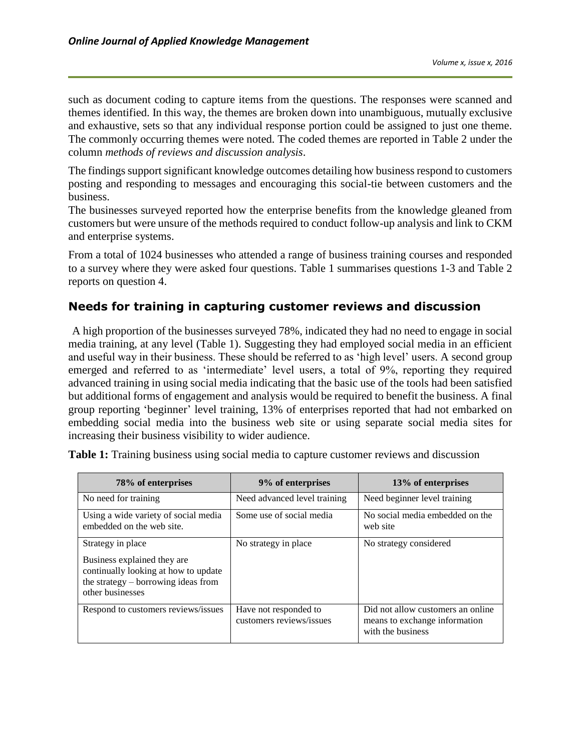such as document coding to capture items from the questions. The responses were scanned and themes identified. In this way, the themes are broken down into unambiguous, mutually exclusive and exhaustive, sets so that any individual response portion could be assigned to just one theme. The commonly occurring themes were noted. The coded themes are reported in Table 2 under the column *methods of reviews and discussion analysis*.

The findings support significant knowledge outcomes detailing how business respond to customers posting and responding to messages and encouraging this social-tie between customers and the business.

The businesses surveyed reported how the enterprise benefits from the knowledge gleaned from customers but were unsure of the methods required to conduct follow-up analysis and link to CKM and enterprise systems.

From a total of 1024 businesses who attended a range of business training courses and responded to a survey where they were asked four questions. Table 1 summarises questions 1-3 and Table 2 reports on question 4.

## Needs for training in capturing customer reviews and discussion

A high proportion of the businesses surveyed 78%, indicated they had no need to engage in social media training, at any level (Table 1). Suggesting they had employed social media in an efficient and useful way in their business. These should be referred to as 'high level' users. A second group emerged and referred to as 'intermediate' level users, a total of 9%, reporting they required advanced training in using social media indicating that the basic use of the tools had been satisfied but additional forms of engagement and analysis would be required to benefit the business. A final group reporting 'beginner' level training, 13% of enterprises reported that had not embarked on embedding social media into the business web site or using separate social media sites for increasing their business visibility to wider audience.

**Table 1:** Training business using social media to capture customer reviews and discussion

| 78% of enterprises | 9% of enterprises | 13% of enterprises |
|---|---|---|
| No need for training | Need advanced level training | Need beginner level training |
| Using a wide variety of social media embedded on the web site. | Some use of social media | No social media embedded on the web site |
| Strategy in place<br><br>Business explained they are continually looking at how to update the strategy – borrowing ideas from other businesses | No strategy in place | No strategy considered |
| Respond to customers reviews/issues | Have not responded to customers reviews/issues | Did not allow customers an online means to exchange information with the business |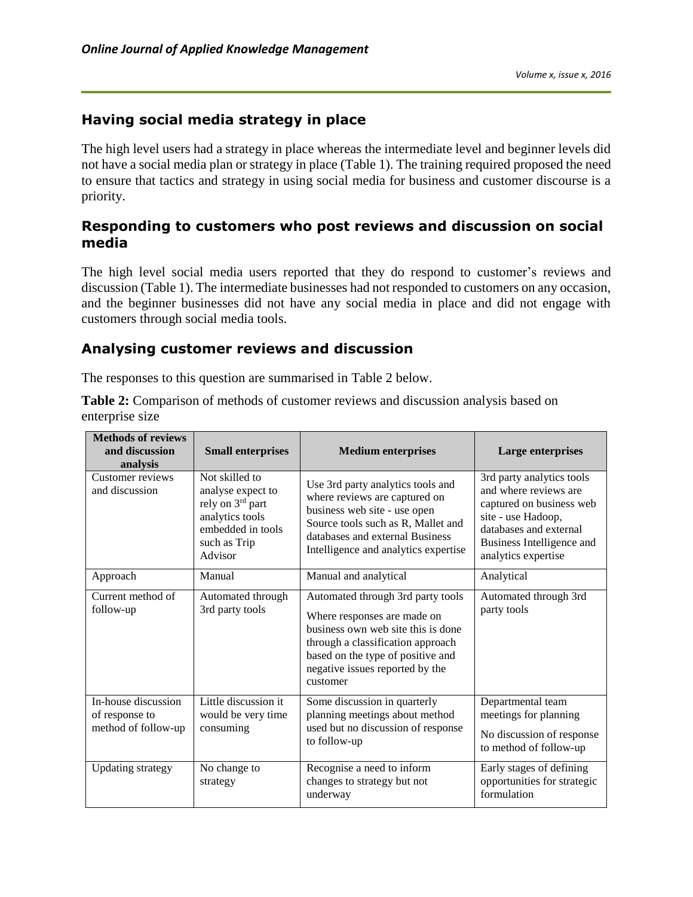## Having social media strategy in place

The high level users had a strategy in place whereas the intermediate level and beginner levels did not have a social media plan or strategy in place (Table 1). The training required proposed the need to ensure that tactics and strategy in using social media for business and customer discourse is a priority.

## Responding to customers who post reviews and discussion on social media

The high level social media users reported that they do respond to customer's reviews and discussion (Table 1). The intermediate businesses had not responded to customers on any occasion, and the beginner businesses did not have any social media in place and did not engage with customers through social media tools.

## Analysing customer reviews and discussion

The responses to this question are summarised in Table 2 below.

**Table 2:** Comparison of methods of customer reviews and discussion analysis based on enterprise size

| Methods of reviews and discussion analysis | Small enterprises | Medium enterprises | Large enterprises |
|---|---|---|---|
| Customer reviews and discussion | Not skilled to analyse expect to rely on 3rd part analytics tools embedded in tools such as Trip Advisor | Use 3rd party analytics tools and where reviews are captured on business web site - use open Source tools such as R, Mallet and databases and external Business Intelligence and analytics expertise | 3rd party analytics tools and where reviews are captured on business web site - use Hadoop, databases and external Business Intelligence and analytics expertise |
| Approach | Manual | Manual and analytical | Analytical |
| Current method of follow-up | Automated through 3rd party tools | Automated through 3rd party tools<br>Where responses are made on business own web site this is done through a classification approach based on the type of positive and negative issues reported by the customer | Automated through 3rd party tools |
| In-house discussion of response to method of follow-up | Little discussion it would be very time consuming | Some discussion in quarterly planning meetings about method used but no discussion of response to follow-up | Departmental team meetings for planning<br>No discussion of response to method of follow-up |
| Updating strategy | No change to strategy | Recognise a need to inform changes to strategy but not underway | Early stages of defining opportunities for strategic formulation |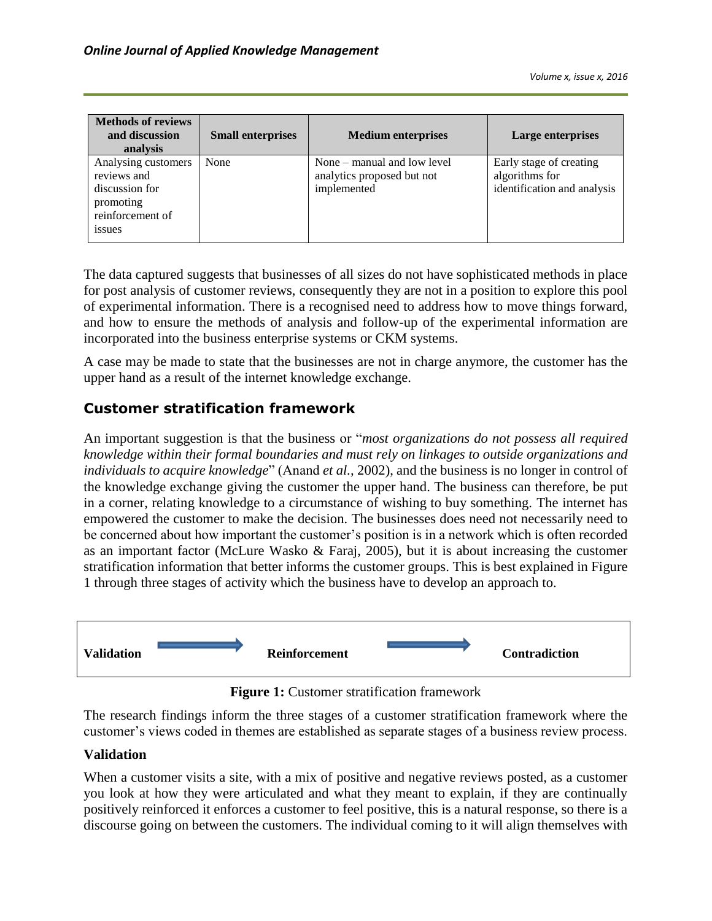| Methods of reviews and discussion analysis | Small enterprises | Medium enterprises | Large enterprises |
|---|---|---|---|
| Analysing customers reviews and discussion for promoting reinforcement of issues | None | None – manual and low level analytics proposed but not implemented | Early stage of creating algorithms for identification and analysis |

The data captured suggests that businesses of all sizes do not have sophisticated methods in place for post analysis of customer reviews, consequently they are not in a position to explore this pool of experimental information. There is a recognised need to address how to move things forward, and how to ensure the methods of analysis and follow-up of the experimental information are incorporated into the business enterprise systems or CKM systems.

A case may be made to state that the businesses are not in charge anymore, the customer has the upper hand as a result of the internet knowledge exchange.

## Customer stratification framework

An important suggestion is that the business or "*most organizations do not possess all required knowledge within their formal boundaries and must rely on linkages to outside organizations and individuals to acquire knowledge*" (Anand *et al.*, 2002), and the business is no longer in control of the knowledge exchange giving the customer the upper hand. The business can therefore, be put in a corner, relating knowledge to a circumstance of wishing to buy something. The internet has empowered the customer to make the decision. The businesses does need not necessarily need to be concerned about how important the customer's position is in a network which is often recorded as an important factor (McLure Wasko & Faraj, 2005), but it is about increasing the customer stratification information that better informs the customer groups. This is best explained in Figure 1 through three stages of activity which the business have to develop an approach to.

**Validation** → **Reinforcement** → **Contradiction**

**Figure 1:** Customer stratification framework

The research findings inform the three stages of a customer stratification framework where the customer's views coded in themes are established as separate stages of a business review process.

### Validation

When a customer visits a site, with a mix of positive and negative reviews posted, as a customer you look at how they were articulated and what they meant to explain, if they are continually positively reinforced it enforces a customer to feel positive, this is a natural response, so there is a discourse going on between the customers. The individual coming to it will align themselves with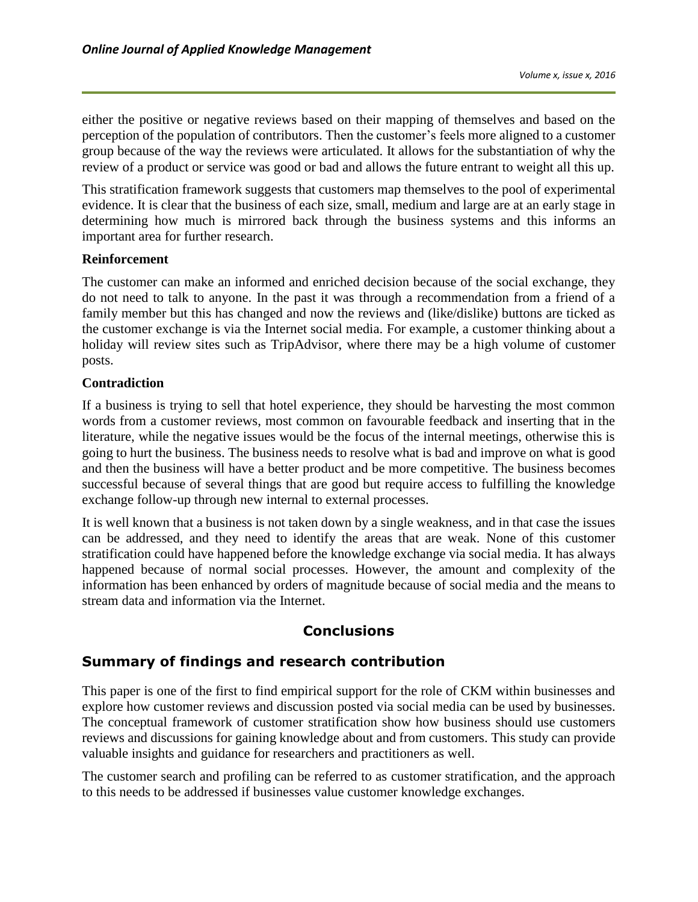either the positive or negative reviews based on their mapping of themselves and based on the perception of the population of contributors. Then the customer's feels more aligned to a customer group because of the way the reviews were articulated. It allows for the substantiation of why the review of a product or service was good or bad and allows the future entrant to weight all this up.

This stratification framework suggests that customers map themselves to the pool of experimental evidence. It is clear that the business of each size, small, medium and large are at an early stage in determining how much is mirrored back through the business systems and this informs an important area for further research.

**Reinforcement**

The customer can make an informed and enriched decision because of the social exchange, they do not need to talk to anyone. In the past it was through a recommendation from a friend of a family member but this has changed and now the reviews and (like/dislike) buttons are ticked as the customer exchange is via the Internet social media. For example, a customer thinking about a holiday will review sites such as TripAdvisor, where there may be a high volume of customer posts.

**Contradiction**

If a business is trying to sell that hotel experience, they should be harvesting the most common words from a customer reviews, most common on favourable feedback and inserting that in the literature, while the negative issues would be the focus of the internal meetings, otherwise this is going to hurt the business. The business needs to resolve what is bad and improve on what is good and then the business will have a better product and be more competitive. The business becomes successful because of several things that are good but require access to fulfilling the knowledge exchange follow-up through new internal to external processes.

It is well known that a business is not taken down by a single weakness, and in that case the issues can be addressed, and they need to identify the areas that are weak. None of this customer stratification could have happened before the knowledge exchange via social media. It has always happened because of normal social processes. However, the amount and complexity of the information has been enhanced by orders of magnitude because of social media and the means to stream data and information via the Internet.

# Conclusions

## Summary of findings and research contribution

This paper is one of the first to find empirical support for the role of CKM within businesses and explore how customer reviews and discussion posted via social media can be used by businesses. The conceptual framework of customer stratification show how business should use customers reviews and discussions for gaining knowledge about and from customers. This study can provide valuable insights and guidance for researchers and practitioners as well.

The customer search and profiling can be referred to as customer stratification, and the approach to this needs to be addressed if businesses value customer knowledge exchanges.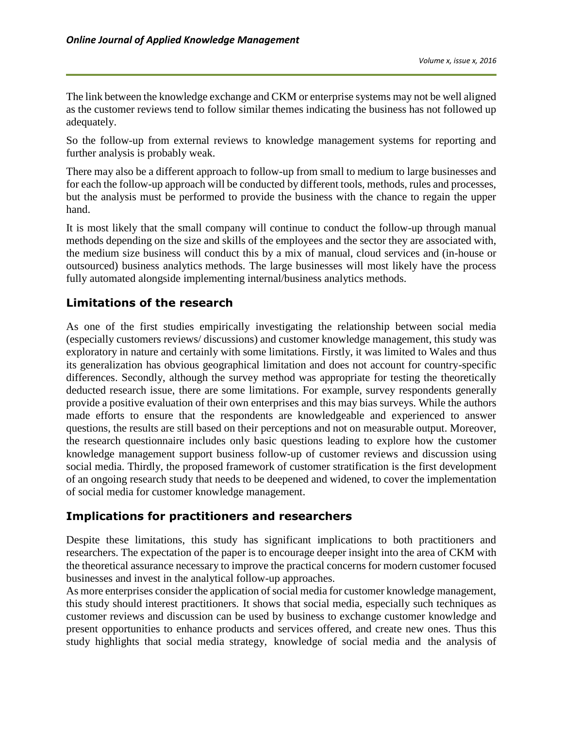The link between the knowledge exchange and CKM or enterprise systems may not be well aligned as the customer reviews tend to follow similar themes indicating the business has not followed up adequately.

So the follow-up from external reviews to knowledge management systems for reporting and further analysis is probably weak.

There may also be a different approach to follow-up from small to medium to large businesses and for each the follow-up approach will be conducted by different tools, methods, rules and processes, but the analysis must be performed to provide the business with the chance to regain the upper hand.

It is most likely that the small company will continue to conduct the follow-up through manual methods depending on the size and skills of the employees and the sector they are associated with, the medium size business will conduct this by a mix of manual, cloud services and (in-house or outsourced) business analytics methods. The large businesses will most likely have the process fully automated alongside implementing internal/business analytics methods.

## Limitations of the research

As one of the first studies empirically investigating the relationship between social media (especially customers reviews/ discussions) and customer knowledge management, this study was exploratory in nature and certainly with some limitations. Firstly, it was limited to Wales and thus its generalization has obvious geographical limitation and does not account for country-specific differences. Secondly, although the survey method was appropriate for testing the theoretically deducted research issue, there are some limitations. For example, survey respondents generally provide a positive evaluation of their own enterprises and this may bias surveys. While the authors made efforts to ensure that the respondents are knowledgeable and experienced to answer questions, the results are still based on their perceptions and not on measurable output. Moreover, the research questionnaire includes only basic questions leading to explore how the customer knowledge management support business follow-up of customer reviews and discussion using social media. Thirdly, the proposed framework of customer stratification is the first development of an ongoing research study that needs to be deepened and widened, to cover the implementation of social media for customer knowledge management.

## Implications for practitioners and researchers

Despite these limitations, this study has significant implications to both practitioners and researchers. The expectation of the paper is to encourage deeper insight into the area of CKM with the theoretical assurance necessary to improve the practical concerns for modern customer focused businesses and invest in the analytical follow-up approaches.

As more enterprises consider the application of social media for customer knowledge management, this study should interest practitioners. It shows that social media, especially such techniques as customer reviews and discussion can be used by business to exchange customer knowledge and present opportunities to enhance products and services offered, and create new ones. Thus this study highlights that social media strategy, knowledge of social media and the analysis of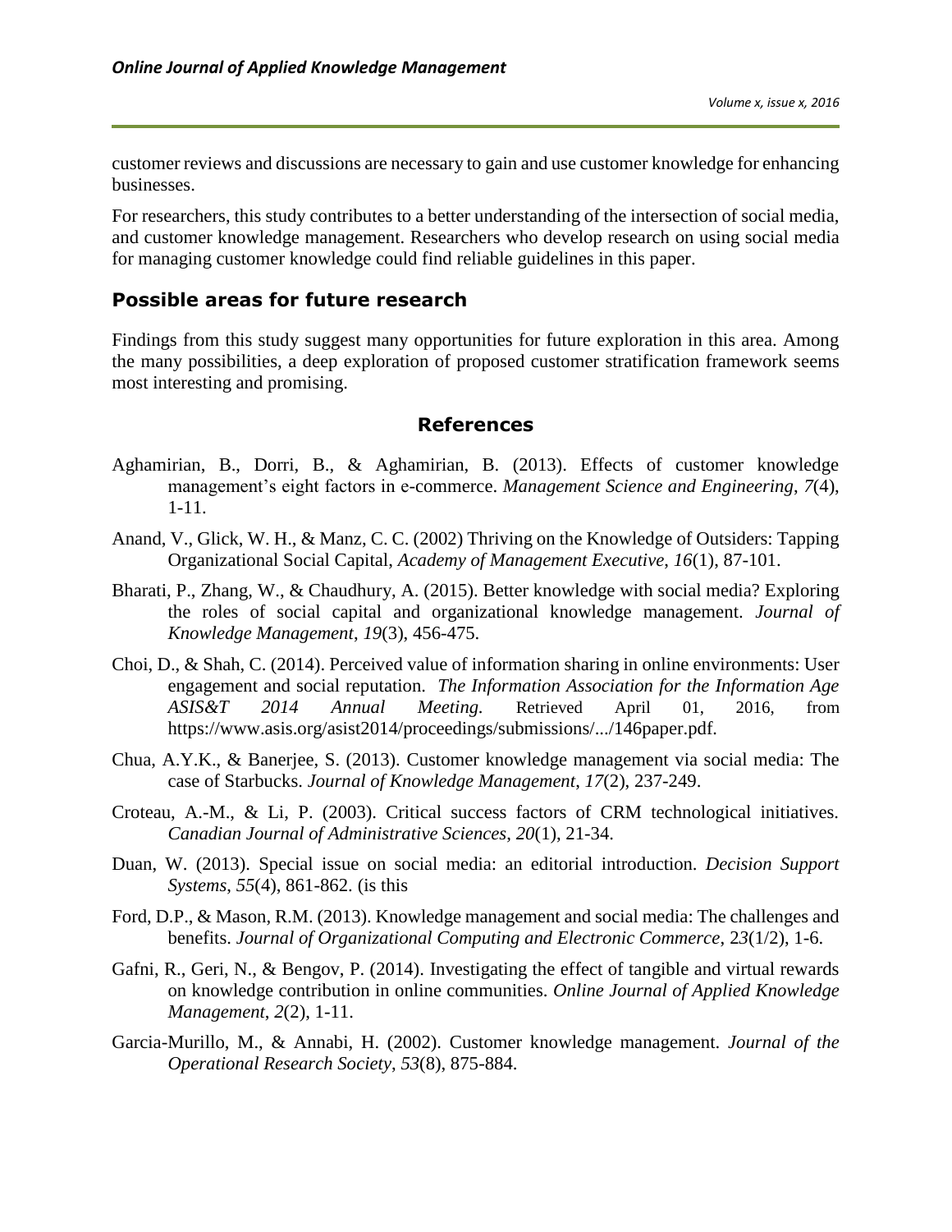customer reviews and discussions are necessary to gain and use customer knowledge for enhancing businesses.

For researchers, this study contributes to a better understanding of the intersection of social media, and customer knowledge management. Researchers who develop research on using social media for managing customer knowledge could find reliable guidelines in this paper.

## Possible areas for future research

Findings from this study suggest many opportunities for future exploration in this area. Among the many possibilities, a deep exploration of proposed customer stratification framework seems most interesting and promising.

## References

Aghamirian, B., Dorri, B., & Aghamirian, B. (2013). Effects of customer knowledge management's eight factors in e-commerce. *Management Science and Engineering*, *7*(4), 1-11.

Anand, V., Glick, W. H., & Manz, C. C. (2002) Thriving on the Knowledge of Outsiders: Tapping Organizational Social Capital, *Academy of Management Executive*, *16*(1), 87-101.

Bharati, P., Zhang, W., & Chaudhury, A. (2015). Better knowledge with social media? Exploring the roles of social capital and organizational knowledge management. *Journal of Knowledge Management*, *19*(3), 456-475.

Choi, D., & Shah, C. (2014). Perceived value of information sharing in online environments: User engagement and social reputation. *The Information Association for the Information Age ASIS&T 2014 Annual Meeting.* Retrieved April 01, 2016, from https://www.asis.org/asist2014/proceedings/submissions/.../146paper.pdf.

Chua, A.Y.K., & Banerjee, S. (2013). Customer knowledge management via social media: The case of Starbucks. *Journal of Knowledge Management*, *17*(2), 237-249.

Croteau, A.-M., & Li, P. (2003). Critical success factors of CRM technological initiatives. *Canadian Journal of Administrative Sciences*, *20*(1), 21-34.

Duan, W. (2013). Special issue on social media: an editorial introduction. *Decision Support Systems*, *55*(4), 861-862. (is this

Ford, D.P., & Mason, R.M. (2013). Knowledge management and social media: The challenges and benefits. *Journal of Organizational Computing and Electronic Commerce*, 2*3*(1/2), 1-6.

Gafni, R., Geri, N., & Bengov, P. (2014). Investigating the effect of tangible and virtual rewards on knowledge contribution in online communities. *Online Journal of Applied Knowledge Management*, *2*(2), 1-11.

Garcia-Murillo, M., & Annabi, H. (2002). Customer knowledge management. *Journal of the Operational Research Society*, *53*(8), 875-884.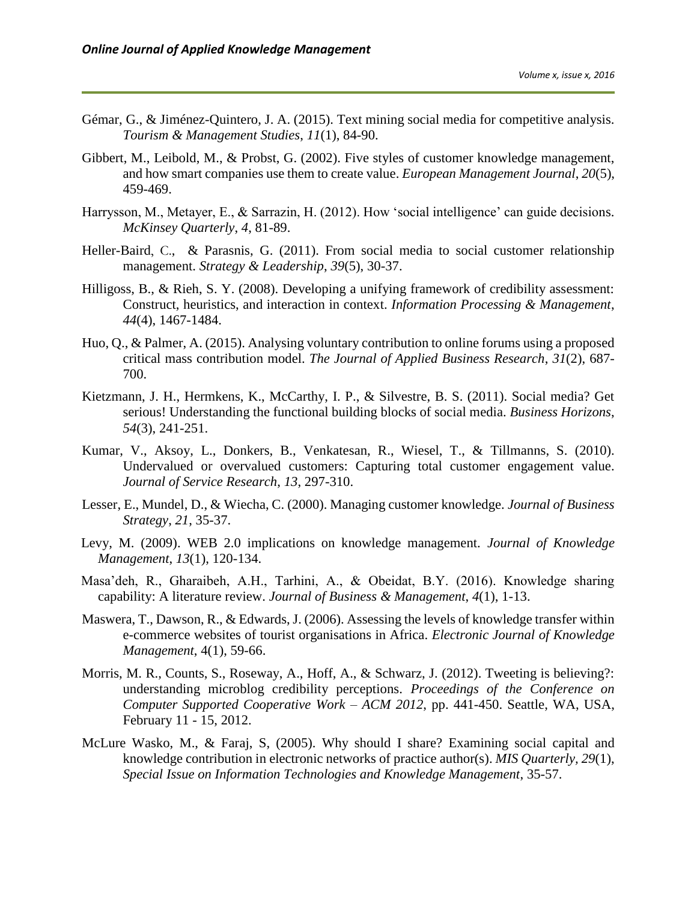Gémar, G., & Jiménez-Quintero, J. A. (2015). Text mining social media for competitive analysis. *Tourism & Management Studies*, *11*(1), 84-90.

Gibbert, M., Leibold, M., & Probst, G. (2002). Five styles of customer knowledge management, and how smart companies use them to create value. *European Management Journal*, *20*(5), 459-469.

Harrysson, M., Metayer, E., & Sarrazin, H. (2012). How 'social intelligence' can guide decisions. *McKinsey Quarterly*, *4*, 81-89.

Heller-Baird, C., & Parasnis, G. (2011). From social media to social customer relationship management. *Strategy & Leadership*, *39*(5), 30-37.

Hilligoss, B., & Rieh, S. Y. (2008). Developing a unifying framework of credibility assessment: Construct, heuristics, and interaction in context. *Information Processing & Management*, *44*(4), 1467-1484.

Huo, Q., & Palmer, A. (2015). Analysing voluntary contribution to online forums using a proposed critical mass contribution model. *The Journal of Applied Business Research*, *31*(2), 687-700.

Kietzmann, J. H., Hermkens, K., McCarthy, I. P., & Silvestre, B. S. (2011). Social media? Get serious! Understanding the functional building blocks of social media. *Business Horizons*, *54*(3), 241-251.

Kumar, V., Aksoy, L., Donkers, B., Venkatesan, R., Wiesel, T., & Tillmanns, S. (2010). Undervalued or overvalued customers: Capturing total customer engagement value. *Journal of Service Research*, *13*, 297-310.

Lesser, E., Mundel, D., & Wiecha, C. (2000). Managing customer knowledge. *Journal of Business Strategy*, *21*, 35-37.

Levy, M. (2009). WEB 2.0 implications on knowledge management. *Journal of Knowledge Management*, *13*(1), 120-134.

Masa'deh, R., Gharaibeh, A.H., Tarhini, A., & Obeidat, B.Y. (2016). Knowledge sharing capability: A literature review. *Journal of Business & Management*, *4*(1), 1-13.

Maswera, T., Dawson, R., & Edwards, J. (2006). Assessing the levels of knowledge transfer within e-commerce websites of tourist organisations in Africa. *Electronic Journal of Knowledge Management*, 4(1), 59-66.

Morris, M. R., Counts, S., Roseway, A., Hoff, A., & Schwarz, J. (2012). Tweeting is believing?: understanding microblog credibility perceptions. *Proceedings of the Conference on Computer Supported Cooperative Work – ACM 2012*, pp. 441-450. Seattle, WA, USA, February 11 - 15, 2012.

McLure Wasko, M., & Faraj, S, (2005). Why should I share? Examining social capital and knowledge contribution in electronic networks of practice author(s). *MIS Quarterly*, *29*(1), *Special Issue on Information Technologies and Knowledge Management*, 35-57.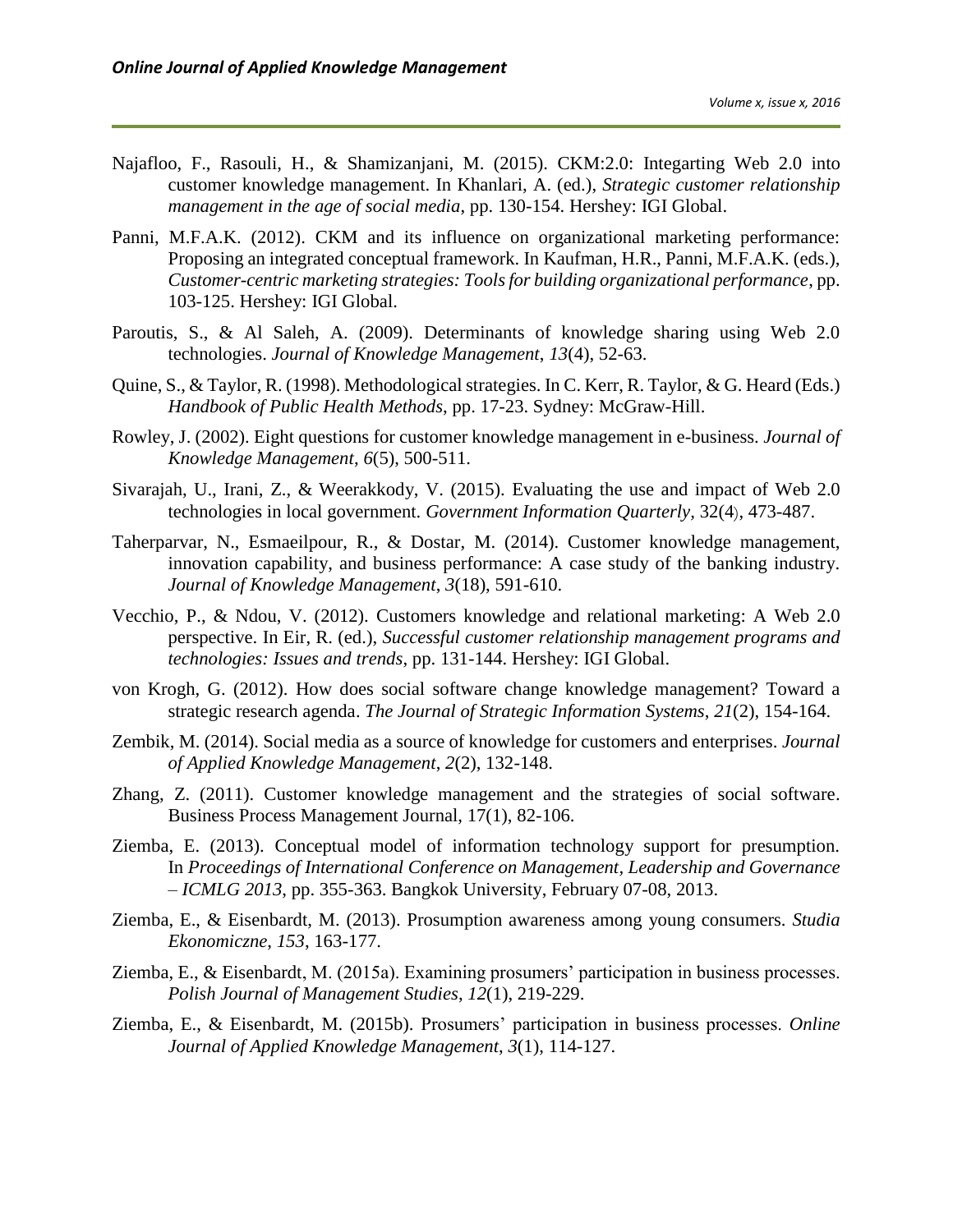Najafloo, F., Rasouli, H., & Shamizanjani, M. (2015). CKM:2.0: Integarting Web 2.0 into customer knowledge management. In Khanlari, A. (ed.), *Strategic customer relationship management in the age of social media*, pp. 130-154. Hershey: IGI Global.

Panni, M.F.A.K. (2012). CKM and its influence on organizational marketing performance: Proposing an integrated conceptual framework. In Kaufman, H.R., Panni, M.F.A.K. (eds.), *Customer-centric marketing strategies: Tools for building organizational performance*, pp. 103-125. Hershey: IGI Global.

Paroutis, S., & Al Saleh, A. (2009). Determinants of knowledge sharing using Web 2.0 technologies. *Journal of Knowledge Management*, *13*(4), 52-63.

Quine, S., & Taylor, R. (1998). Methodological strategies. In C. Kerr, R. Taylor, & G. Heard (Eds.) *Handbook of Public Health Methods*, pp. 17-23. Sydney: McGraw-Hill.

Rowley, J. (2002). Eight questions for customer knowledge management in e-business. *Journal of Knowledge Management*, *6*(5), 500-511.

Sivarajah, U., Irani, Z., & Weerakkody, V. (2015). Evaluating the use and impact of Web 2.0 technologies in local government. *Government Information Quarterly*, 32(4), 473-487.

Taherparvar, N., Esmaeilpour, R., & Dostar, M. (2014). Customer knowledge management, innovation capability, and business performance: A case study of the banking industry. *Journal of Knowledge Management*, *3*(18), 591-610.

Vecchio, P., & Ndou, V. (2012). Customers knowledge and relational marketing: A Web 2.0 perspective. In Eir, R. (ed.), *Successful customer relationship management programs and technologies: Issues and trends*, pp. 131-144. Hershey: IGI Global.

von Krogh, G. (2012). How does social software change knowledge management? Toward a strategic research agenda. *The Journal of Strategic Information Systems*, *21*(2), 154-164.

Zembik, M. (2014). Social media as a source of knowledge for customers and enterprises. *Journal of Applied Knowledge Management*, *2*(2), 132-148.

Zhang, Z. (2011). Customer knowledge management and the strategies of social software. Business Process Management Journal, 17(1), 82-106.

Ziemba, E. (2013). Conceptual model of information technology support for presumption. In *Proceedings of International Conference on Management, Leadership and Governance – ICMLG 2013*, pp. 355-363. Bangkok University, February 07-08, 2013.

Ziemba, E., & Eisenbardt, M. (2013). Prosumption awareness among young consumers. *Studia Ekonomiczne*, *153*, 163-177.

Ziemba, E., & Eisenbardt, M. (2015a). Examining prosumers' participation in business processes. *Polish Journal of Management Studies*, *12*(1), 219-229.

Ziemba, E., & Eisenbardt, M. (2015b). Prosumers' participation in business processes. *Online Journal of Applied Knowledge Management*, *3*(1), 114-127.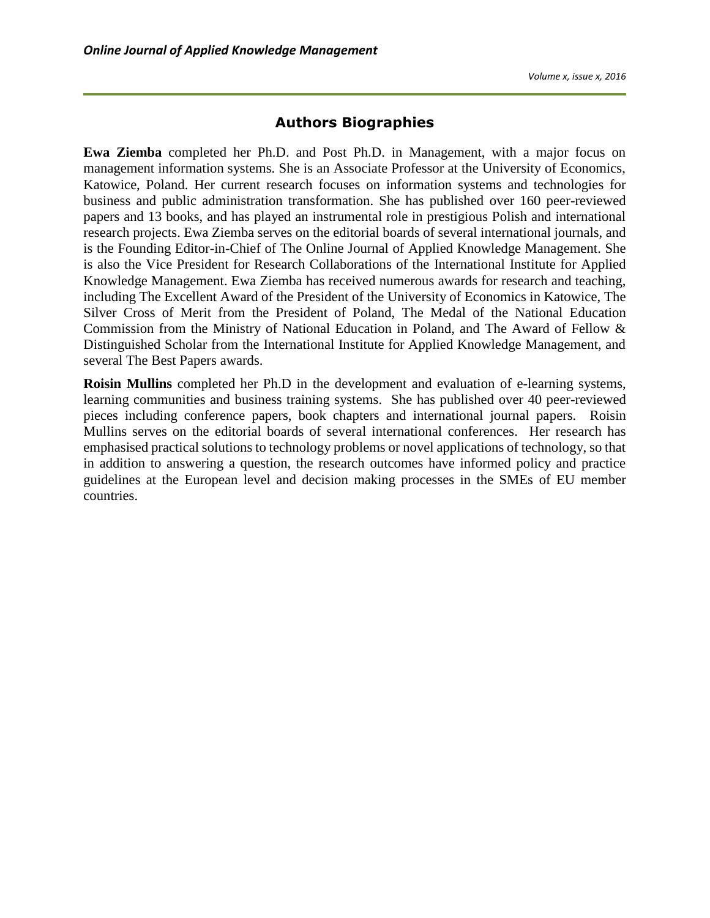## Authors Biographies

**Ewa Ziemba** completed her Ph.D. and Post Ph.D. in Management, with a major focus on management information systems. She is an Associate Professor at the University of Economics, Katowice, Poland. Her current research focuses on information systems and technologies for business and public administration transformation. She has published over 160 peer-reviewed papers and 13 books, and has played an instrumental role in prestigious Polish and international research projects. Ewa Ziemba serves on the editorial boards of several international journals, and is the Founding Editor-in-Chief of The Online Journal of Applied Knowledge Management. She is also the Vice President for Research Collaborations of the International Institute for Applied Knowledge Management. Ewa Ziemba has received numerous awards for research and teaching, including The Excellent Award of the President of the University of Economics in Katowice, The Silver Cross of Merit from the President of Poland, The Medal of the National Education Commission from the Ministry of National Education in Poland, and The Award of Fellow & Distinguished Scholar from the International Institute for Applied Knowledge Management, and several The Best Papers awards.

**Roisin Mullins** completed her Ph.D in the development and evaluation of e-learning systems, learning communities and business training systems. She has published over 40 peer-reviewed pieces including conference papers, book chapters and international journal papers. Roisin Mullins serves on the editorial boards of several international conferences. Her research has emphasised practical solutions to technology problems or novel applications of technology, so that in addition to answering a question, the research outcomes have informed policy and practice guidelines at the European level and decision making processes in the SMEs of EU member countries.